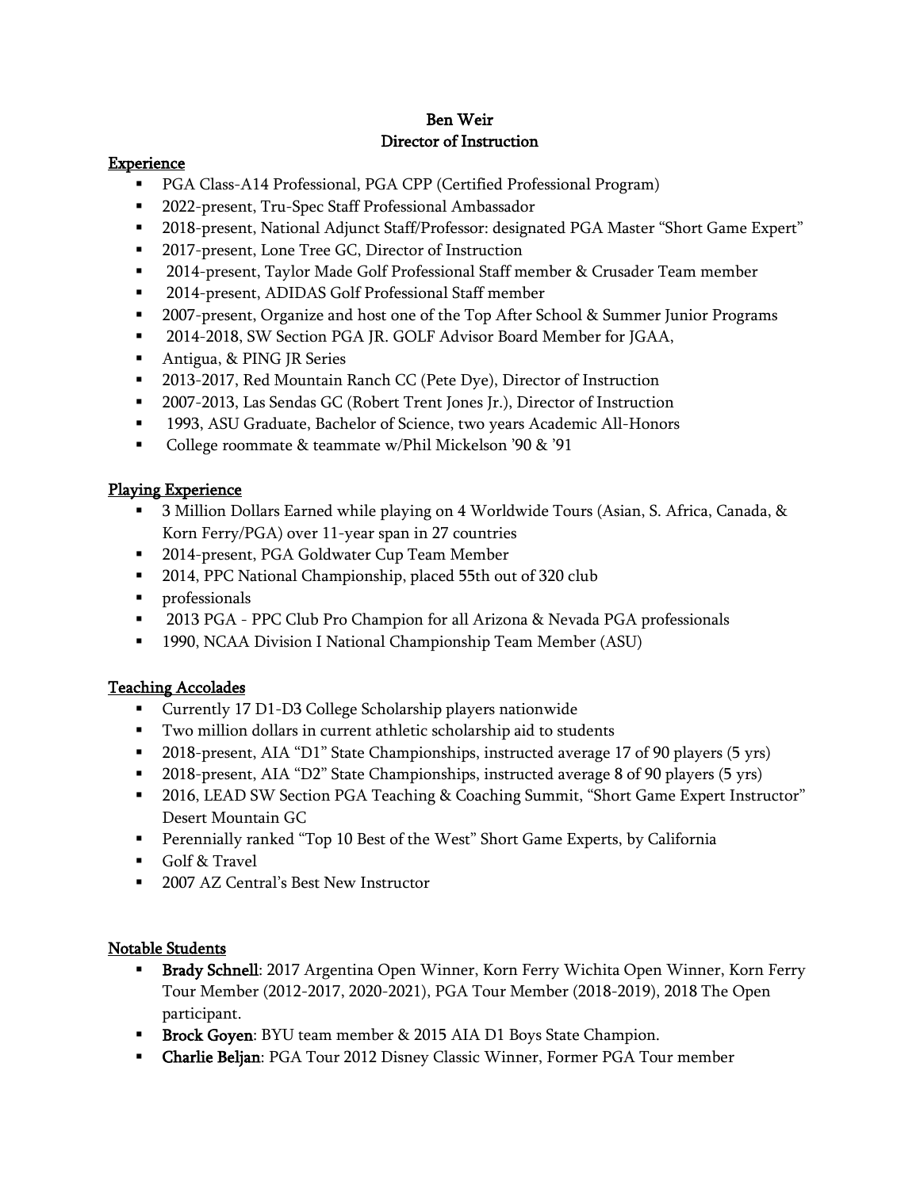# Ben Weir
## Director of Instruction

### Experience

- PGA Class-A14 Professional, PGA CPP (Certified Professional Program)
- 2022-present, Tru-Spec Staff Professional Ambassador
- 2018-present, National Adjunct Staff/Professor: designated PGA Master "Short Game Expert"
- 2017-present, Lone Tree GC, Director of Instruction
- 2014-present, Taylor Made Golf Professional Staff member & Crusader Team member
- 2014-present, ADIDAS Golf Professional Staff member
- 2007-present, Organize and host one of the Top After School & Summer Junior Programs
- 2014-2018, SW Section PGA JR. GOLF Advisor Board Member for JGAA,
- Antigua, & PING JR Series
- 2013-2017, Red Mountain Ranch CC (Pete Dye), Director of Instruction
- 2007-2013, Las Sendas GC (Robert Trent Jones Jr.), Director of Instruction
- 1993, ASU Graduate, Bachelor of Science, two years Academic All-Honors
- College roommate & teammate w/Phil Mickelson '90 & '91

### Playing Experience

- 3 Million Dollars Earned while playing on 4 Worldwide Tours (Asian, S. Africa, Canada, & Korn Ferry/PGA) over 11-year span in 27 countries
- 2014-present, PGA Goldwater Cup Team Member
- 2014, PPC National Championship, placed 55th out of 320 club
- professionals
- 2013 PGA - PPC Club Pro Champion for all Arizona & Nevada PGA professionals
- 1990, NCAA Division I National Championship Team Member (ASU)

### Teaching Accolades

- Currently 17 D1-D3 College Scholarship players nationwide
- Two million dollars in current athletic scholarship aid to students
- 2018-present, AIA "D1" State Championships, instructed average 17 of 90 players (5 yrs)
- 2018-present, AIA "D2" State Championships, instructed average 8 of 90 players (5 yrs)
- 2016, LEAD SW Section PGA Teaching & Coaching Summit, "Short Game Expert Instructor" Desert Mountain GC
- Perennially ranked "Top 10 Best of the West" Short Game Experts, by California
- Golf & Travel
- 2007 AZ Central's Best New Instructor

### Notable Students

- **Brady Schnell**: 2017 Argentina Open Winner, Korn Ferry Wichita Open Winner, Korn Ferry Tour Member (2012-2017, 2020-2021), PGA Tour Member (2018-2019), 2018 The Open participant.
- **Brock Goyen**: BYU team member & 2015 AIA D1 Boys State Champion.
- **Charlie Beljan**: PGA Tour 2012 Disney Classic Winner, Former PGA Tour member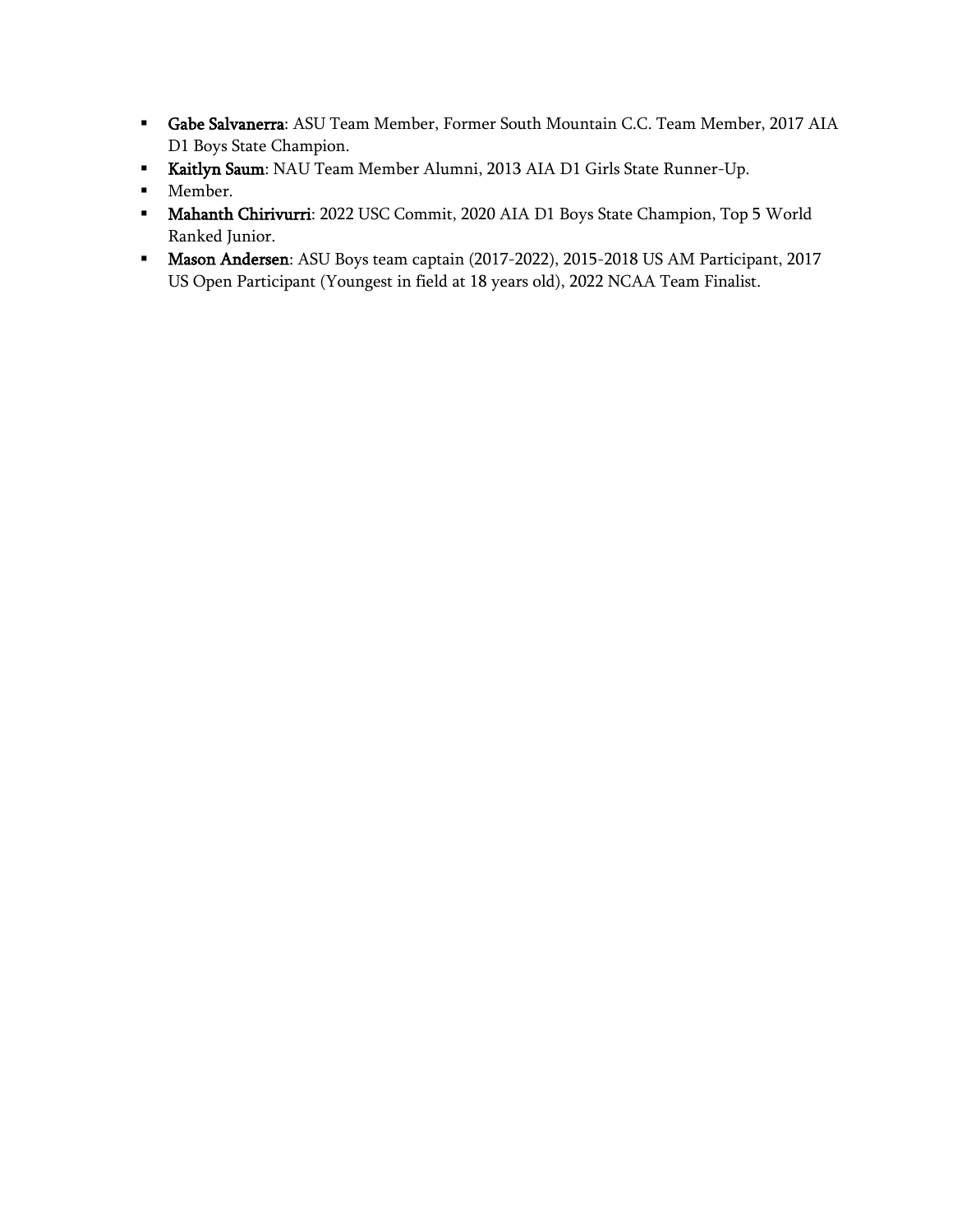- **Gabe Salvanerra**: ASU Team Member, Former South Mountain C.C. Team Member, 2017 AIA D1 Boys State Champion.
- **Kaitlyn Saum**: NAU Team Member Alumni, 2013 AIA D1 Girls State Runner-Up.
- Member.
- **Mahanth Chirivurri**: 2022 USC Commit, 2020 AIA D1 Boys State Champion, Top 5 World Ranked Junior.
- **Mason Andersen**: ASU Boys team captain (2017-2022), 2015-2018 US AM Participant, 2017 US Open Participant (Youngest in field at 18 years old), 2022 NCAA Team Finalist.